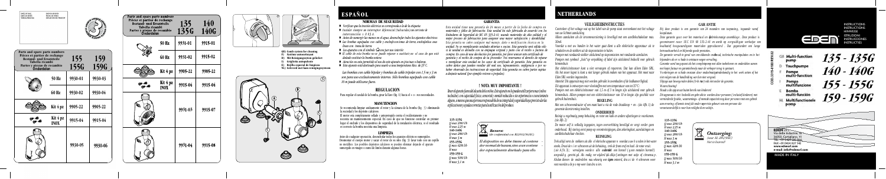DATE DE VENTE
DATE OF SALE
VERKAUFSDATUM

DATA DI VENDITA
FECHA DE VENTA
DATUM VAN VERKOOP

| Parts and spare parts numbers<br>Pièces et parties de rechange<br>Bestand- und Ersatzteile<br>Tabella ricambi<br>Partes y piezas de recambio<br>Onderdelen | | 155<br>155G | 159<br>159G |
|---|---|---|---|
| | 50 Hz | 9930-01 | 9930-03 |
| | 60 Hz | 9930-02 | 9930-04 |
| | Kit 4 pz | 9905-22 | 9905-22 |
| | Kit 4 pz INOX | 9915-04 | 9915-04 |
| | | 9930-05 | 9930-06 |

| Parts and spare parts numbers<br>Pièces et parties de rechange<br>Bestand- und Ersatzteile<br>Tabella ricambi<br>Partes y piezas de recambio<br>Onderdelen | | 135<br>135G | 140<br>140G |
|---|---|---|---|
| | 50 Hz | 9931-01 | 9915-01 |
| | 60 Hz | 9931-02 | 9915-02 |
| | Kit 4 pz | 9905-22 | 9905-22 |
| | Kit 4 pz INOX | 9915-04 | 9915-04 |
| | | 9931-03 | 9915-07 |
| | | 9931-04 | 9915-08 |

GB) Earth system for cleaning
F) Système autonettoyant
D) Mit Reinigungssystem geliefert
I) Geofonia autopulente
E) Rejilla especial de limpieza
NL) Geleverd met kam reinigingssysteem

# ESPAÑOL

## NORMAS DE SEGURIDAD

- Verificar que la tensión eléctrica se corresponda a la de la etiqueta.
- Instalar siempre un interruptor diferencial (Salvavidas) con corriente de intervención = 0.03 A.
- Antes de sumergir las manos en el agua, desenchufar todos los aparatos eléctricos.
- Las bombas sumergibles con cable y enchufe en tierra de tierra, enchufarlos unas duras con toma de tierra.
- Los aparatos con el símbolo ⊘ son para uso interior.
- El cable de esta bomba no se puede reparar o sustituir; en el caso de que esté dañado sustituir la bomba entera.
- Atención: no está permitido el uso de este aparato en piscinas o bañeras.
- Este aparato está destinado para usarlo a una temperatura máx. de 35°C.

*Las bombas con cable bipolar y bombas de cable tripolar con 1.5 m y 3 m son para uso exclusivamente interno. Sólo bombas equipadas con cable 10 m puede utilizarse fuera.*

## REGULACION

Para regular el caudal de la bomba, girar la llave (fig. 1) hacia el + o - nos necesidades.

## MANUTENCION

Se recomienda limpiar anualmente el rotor y la cámara de la bomba (fig. 5) eliminando la suciedad y los depósitos calcáreos.
El motor está completamente sellado y autoprotegido contra el recalentamiento y no necesita un mantenimiento especial. En caso de que no funcione controlar en primer lugar el enchufe y los dispositivos de seguridad de la instalación eléctrica, si el resultado es correcto la bomba necesita una limpieza.

## LIMPIEZA

Antes de cualquier operación, desenchufar todos los aparatos eléctricos sumergidos.
Desmontar el cuerpo motor y sacar el rotor de su sitio (fig. 5) lavar todo con un cepillo no metálico, los posibles depósitos calcáreos se pueden eliminar dejando el aparato sumergido en vinagre o zumo de limón durante algunas horas.

## GARANTIA

Esta unidad tiene una garantía de 24 meses a partir de la fecha de compra en materiales y fallos de fabricación. Esta unidad ha sido fabricada de acuerdo con los Estándares de Seguridad de IEC EN 335-2-41; cuando materiales de otra calidad y el mejor proceso de fabricación para asegurar una mayor satisfacción y durabilidad. Esta garantía no cubre cualquier mal manejo, daño o modificación técnica en la unidad. No se manipularán unidades abiertas o rotas. Esta garantía será válida solo si la unidad es devuelta con un justificante original y junto con el recibo o factura de compra. En caso de una devolución por garantía, por favor asegurar esta certificado de garantía y el recibo de compra de su proveedor. Esta reservamos el derecho de reparar o reemplazar esta unidad en los casos de certificado de garantía. Esta garantía no cubre daños que puedan resultar por el mal uso, negligencia, o por la falta de observar las instrucciones de seguridad. Esta garantía no cubre partes sujetas a desgaste natural (por ejemplo rotores o propulsor).

## ! NOTA MUY IMPORTANTE !

*Bajo el aparato fuera del alcance de los niños. Este aparato no ha puede utilizarse por personas (incluso los niños) con capacidad física, sensorial y mental reducida o sin experiencia o conocimiento alguno, a menos que una persona responsable de su integridad y seguridad haya previsto de las explicaciones y ayudas correctas para la utilización del producto.*

135-135G
Q max 2080 l/h
H max 2,35 m
140-140G
Q max 2800 l/h
H max 3 m
155-155G
Q max 4200 l/h
H max
159-159 G
Q max 5090 l/h
H max 3,1 m

**Basura:** (de conformidad con RE2012/19/EU)

*El dispositivo no debe tirarse al contenedor normal de basura, sino a un centro de expecialmente diseñado para ello.*

# NETHERLANDS

## VEILIGHEIDSINSTRUCTIES

Controleer of het voltage van op het label van de pomp staat overeenkomt met het voltage van uw lichtnet aansluiting.
Alleen aansluiten als de stroomvoorziening is beveiligd met een aardlekschakelaar max. 30mA.
Voordat u met uw handen in het water gaat dient u alle elektrische apparatuur uit te schakelen en de stekkers uit de stopcontacten te halen.
Pompen met randaarde stekker uitsluitend op stopcontacten met randaarde aansluiten.
Pompen met symbool „Let op“ verpakking of label zijn uitsluitend bedoeld voor gebruik binnenshuis.
Het elektriciteitssnoer kunt u niet vervangen of repareren. Dat kan alleen Eden SRL. Als het snoer kapot is kunt u niet langer gebruik maken van het apparaat. Het moet naar Eden SRL worden ingezonden.
Attentie! Dit apparaat mag niet worden gebruikt in zwembaden of de badkamer/bijbad.
Dit apparaat is ontworpen voor vloeistoffen met een temperatuur van ten 35°C.
Pompen met een elektriciteitssnoer van 1,5 m of 3 m lengte zijn uitsluitend voor gebruik binnenshuis. Alleen pompen met een elektriciteitssnoer van 10 m lengte zijn geschikt voor gebruik buitenshuis.

## REGELING

Met een schroevendraaier of een munt kunt u via de vode draaiknop + en - (zie Afb. 1) de gewenste doorstroming instellen.

## ONDERHOUD

Reinigt u regelmatig pomp behuizing en rotor om kalk en andere afzettingen te voorkomen. (zie Afb. 2)
De motor zelf is volledig ingegoten, tegen oververhitting beveiligd en vergt verder geen onderhoud. Bij storing eerst pomp op stroomvoorzieningen, dan zekeringkast, aansluitingen en aardlekschakelaar checken.

## REINIGING

Trek altijd eerst de stekkers uit alle el elektrische apparaat te voordat u aan iets gaat werken. Draai deze ( er schroeven uit de behuizing, trek de hoes eruit (zie Afb. 3), verwijderen worden alle onderdelen van borstel (geen metalen borstel!) zorgvuldig gereinigd. Als nodig: ver wijderd dat vloei(s) ontlengen met azijn of citroensap. Alvast dienen de onderdelen nou nauwkeurig met kgns onttwerd, dra s i de 4 schroeven weer vast voordat u deze op nieuw laat dra aien.

## GARANTIE

Bij deze product is een garantie van 24 maanden van toepassing, ingaande vanaf koopdatum.
Deze garantie gaat over het materiaal en fabrieksmatige assemblage. Deze product is gecontroleerd naar IEC EN 60 335-2-41 en wordt op zorgvuldigst werkwijze van kwaliteit hoogwaardigst materialen geproduceerd. Dat garanderen een lange betrouwbaarheid en het hoogste goede prestaties.
De garantie vervalt in geval van ondeskundig gebruik en/of technische manipulaties en in het bijzonder als u de rotor is ontstaan wegens ontkalken.
Garantie wordt toegepast als het complete pomp met alle toebehoren en onderdelen samen met kopie factuur en garantiebewijs naar de verkoper terug is gestuurd.
Vervangingen en schade ontstaan door onderhoud/ondeskundig te het werk achter of het niet volgen van de handleiding wordt en niet vergoed.
Slijtage aan bewegende delen (trek rote) valt niet onder de garantie.
**Waarschuwing!**
Houd u de apparaat buiten bereik van kinderen!
Dit apparaat is niet bedoeld om gebruikt te worden door personen ( inclusief kinderen) met verminderde fysieke, waarnemings - of mentale capaciteit nog door personen met een gebrek aan ervaring of kennis tenzij dit onder supervisie gebeurt van een persoon die verantwoordelijk is voor hun veiligheid en welzijn.

135-135G
Q max 2080 l/h
H max 2,35 m
140-140G
Q max 2800 l/h
H max 3 m
155-155G
Q max 4200 l/h
H max
159-159 G
Q max 5090 l/h
H max 3,1 m

**Ontzorging:** (voor AC 2012/19/EU)
*Niet in huisvuil!*

EDEN SRL
Via delle Industrie 18
56010 Castelfranco (PI)
Tel. +39 0424 627 143
FAX +39 0424 627 142
www.edensrl.com
e-mail: info@edensrl.com
MADE IN ITALY

COD.3715-9100 REV.02

EDEN

INSTRUCTIONS
INSTRUCTIONS
HINWEISE
ISTRUZIONI
INSTRUCCIONES
INSTRUCTIES

- GB Multi-function pump
- D Tauchpumpe
- F Pompe multi-function
- I Pompa multifunzione
- E Bomba multi-función
- NL Multifunctionele pomp

**135 - 135G**
**140 - 140G**
**155 - 155G**
**159 - 159G**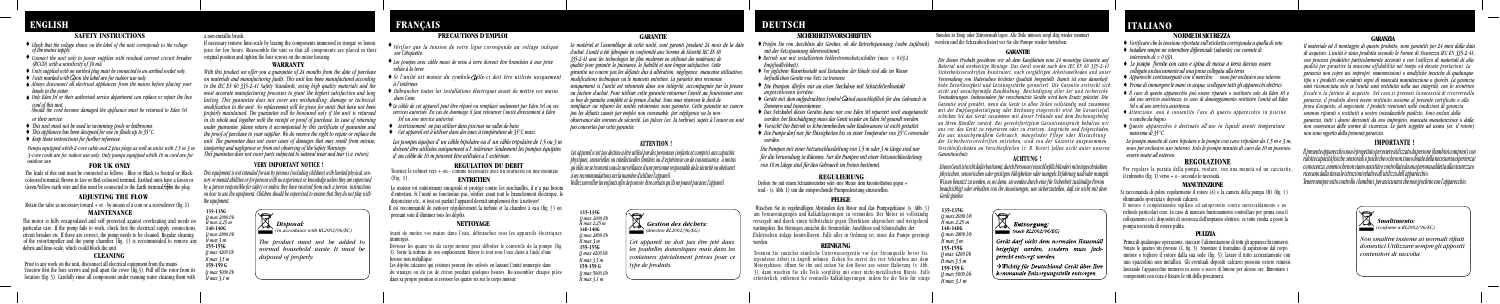# ENGLISH

## SAFETY INSTRUCTIONS

- Check that the voltage shown on the label of the unit corresponds to the voltage of the mains supply.
- Connect the unit only to power supplies with residual current circuit breaker (RCCB) with a sensitivity of 30 mA.
- Units supplied with an earthed plug must be connected to an earthed socket only.
- Units supplied with Schuko plug must be connected to a Schuko socket.
- Always disconnect all electrical appliances from the mains before placing your hands in the water.
- Only Eden ltd or their authorised service department can replace or repair the hose cord of this unit.
  Should the cord become damaged the appliance must be returned to Eden ltd or their service.
- This unit must not be used in swimming pools or bathrooms.
- This appliance has been designed for use in fluids up to 35°C.
- Keep these instructions for further reference.

Pumps equipped with 3-core cable and 2 pin plug as well as units with 1.5 or 3 m 2-core cords are for indoor use only. Only pumps equipped with 10 m cord are for outdoor use.

### FOR UK ONLY

The leads of this unit must be connected as follows - Blue or Black to Neutral or Black-coloured terminal; Brown to Live or Red-coloured terminal; Earthed units have a Green or Green/Yellow earth wire and this must be connected to the Earth terminal ⏚ on the plug.

### ADJUSTING THE FLOW

Rotate the valve as necessary toward + or - by means of a coin or a screwdriver (fig. 1).

### MAINTENANCE

The motor is fully encapsulated and self protected against overheating and needs no particular care. If the pump fails to work, check first the electrical supply, connections, circuit breaker etc. If these are correct, the pump needs to be cleaned. Regular cleaning of the rotor/impeller and the pump chamber (fig. 3) is recommended to remove any debris and lime scale, which could block the unit.

### CLEANING

Prior to any work on the unit, disconnect all electrical equipment from the mains. Unscrew first the four screws and pull apart the cover (fig.3). Pull off the rotor from its location (fig. 3). Carefully rinse all components under running water cleaning them with a non-metallic brush.
If necessary remove lime-scale by leaving the components immersed in vinegar or lemon juice (or citric acid) for few hours. Reassemble the unit so that all components are placed in their original position and tighten the four screws on the motor housing.

### WARRANTY

With this product we offer you a guarantee of 24 months from the date of purchase on materials and manufacturing faults. This unit has been manufactured according to the IEC/EN 60 335-2-41 Safety Standards, using high quality materials and the most accurate manufacturing processes to grant the highest satisfaction and long lasting. This guarantee does not cover any mishandling, damage or technical modification to this unit. No replacement will be given for units that have not been properly maintained. The guarantee will be honoured only if the unit is returned to its vendor and together with the receipt or proof of purchase. In case of returning under guarantee, please return it accompanied by the certificate of guarantee and the proof of purchase to your supplier. We do reserve the right to repair or replace the unit. The guarantee does not cover claims of damage of property or personal injury. Tampering and negligence or wear and tear are not covered by the Safety Warranty.
This guarantee does not cover parts subjected to natural wear and tear (i.e. rotor).

### VERY IMPORTANT NOTICE !

This equipment is not intended for use by persons (including children) with limited physical, sensory or mental abilities or of persons with no experience or knowledge unless they are supervised by a person responsible for safety or unless they have received from such a person instructions on how to use the equipment. Children should be supervised to ensure that they do not play with the equipment.

135-135G
*Q max 200 l/h
H max 2.25 m*
140-140G
*Q max 400 l/h
H max 1 m*
155-155G
*Q max 420 l/h
H max 1.3 m*
159-159 G
*Q max 500 l/h
H max 1.1 m*

*Disposal:*
*(in accordance with RL2012/19/EU)*

**The product must not be added to normal household waste It must be disposed of properly**

# FRANÇAIS

## PRECAUTIONS D'EMPLOI

- Vérifier que la tension de votre ligne corresponde au voltage indiqué sur l'étiquette.
- Les pompes avec câble muni de terre doivent être branchées à une prise reliée à la terre.
- Si l'unité est munie du symbole ⊡ elle n'est être utilisée uniquement à l'intérieur.
- Débrancher toutes les installations électriques avant de mettre vos mains dans l'eau.
- Le câble de cet appareil peut être réparé ou remplacé seulement par Eden ltd ou les services autorisés. En cas de dommage il faut retourner l'unité directement à Eden ltd ou son service autorisé.
- Avertissement: ne pas utiliser dans piscines ou salles de bain.
- Cet appareil est à utiliser dans des eaux à température de 35°C maxi.

Les pompes équipées d'un câble tripolaire et d'un câble bipolaire de 1.5 ou 3 m doivent être utilisées uniquement à l'intérieur. Seulement les pompes équipées d'un câble de 10 m peuvent être utilisées à l'extérieur.

### REGLAGE DU DEBIT

Tourner le robinet vers + ou - comme nécessaire avec un tournevis ou une monnaie (Fig. 1).

### ENTRETIEN

Le moteur est entièrement encapsulé et protégé contre les surchauffes, il n'a pas besoin d'entretien. Si l'unité ne fonctionne pas, vérifier avant tout le branchement électrique, le disjoncteur etc., si tout est parfait l'appareil devrait simplement être nettoyé.
Il est recommandé de nettoyer régulièrement la turbine et la chambre à eau (fig. 3) en prenant soin d'éliminer tous les dépôts.

### NETTOYAGE

Avant de mettre vos mains dans l'eau, débrancher tous les appareils électriques immergés.
Dévisser les quatre vis du corps moteur pour détacher le couvercle de la pompe (fig. 3). Sortir la turbine de son emplacement. Rincer le tout sous l'eau claire à l'aide d'une brosse non métallique.
Les dépôts calcaires qui résistent peuvent être enlevés en laissant l'unité immergée dans du vinaigre ou du jus de citron pendant quelques heures. Ré-assembler chaque pièce dans sa propre position et resserrer les quatre vis sur le corps moteur.

### GARANTIE

Le matériel et l'assemblage de cette unité, sont garantis pendant 24 mois de la date d'achat. L'unité a été fabriquée en conformité aux Normes de Sécurité IEC/EN 60 335-2-41 avec des technologies les plus modernes en utilisant des matériaux de haute qualité pour le plaisir et la durabilité. Cette garantie ne couvre pas les défauts dûs à altération, négligence, mauvaise utilisation, modifications techniques ou le manque d'entretien. Le renouvellement ou la réparation ne seront acceptés que si l'unité est retournée accompagnée par la preuve d'achat. La garantie ne couvre pas les dommages aux personnes ou aux biens. Pour une réclamation sous garantie, l'appareil doit être retourné au revendeur accompagné du bon de garantie et de la preuve d'achat. Nous nous réservons le droit de remplacer ou réparer les unités retournées sous garantie. Cette garantie ne couvre pas les défauts causés par usure normale. La garantie n'est pas applicable aux parties soumises à l'usure normale (ex. la turbine).

### ATTENTION !

Cet appareil n'est pas destiné à être utilisé par des personnes (enfants et compris) aux capacités physiques, sensorielles ou intellectuelles limitées ou à expérience ou de connaissance, à moins qu'elles ne se trouvent sous la surveillance d'une personne responsable de la sécurité ou reçoivent de cette personne les instructions sur la manière d'utiliser l'appareil.
Veiller à surveiller les enfants afin qu'ils ne se servent pas de l'appareil pour jouer.

135-135G
*Q max 200 l/h
H max 2.25 m*
140-140G
*Q max 400 l/h
H max 1 m*
155-155G
*Q max 420 l/h
H max 1.3 m*
159-159 G
*Q max 500 l/h
H max 1.1 m*

*Gestion des déchets:*
*(directive RL2012/19/EU)*

**Cet appareil ne doit pas être jeté dans les poubelles domestiques mais dans les containers spécialement prévus pour ce type de produits.**

# DEUTSCH

## SICHERHEITSVORSCHRIFTEN

- Prüfen Sie vor Anschluss des Gerätes, ob die Betriebsspannung (siehe Aufdruck) mit der Netzspannung übereinstimmt.
- Betrieb nur mit installiertem Fehlerstromschutzschalter (max = 0.03A Auslösestrom).
- Bei jeglichen Hantierungen an der Pumpe den Netzstecker ziehen. Bei der Entnahme des Geräts oder beim Eingreifen ins Aquarium den Netzstecker ziehen.
- Die Netzanschlussleitung kann nur durch Eden oder die autorisierten Servicestellen ersetzt werden. Bei beschädigter Netzanschlussleitung muss das Gerät an Eden oder einen autorisierten Service zurückgesandt werden.
- Verwendung nur in Innenräumen, nicht in Schwimmbädern oder Badezimmern.
- Dieses Gerät ist ausschließlich zum Gebrauch in Flüssigkeiten bis 35°C.
- Bewahren Sie diese Anleitung zum späteren Nachschlagen auf.

Die Pumpen mit einer Netzanschlussleitung von 1.5 m oder 3 m Länge sind nur für die Verwendung in Räumen. Nur die Pumpen mit einer Netzanschlussleitung von 10 m Länge sind für den Gebrauch im Freien bestimmt.

### REGULIERUNG

Drehen Sie mit einem Schraubenzieher oder einer Münze den Wasserdurchlass gegen + oder - (s. Abb. 1) um die entsprechende Pumpenleistung einzustellen.

### PFLEGE

Waschen Sie in regelmäßigen Abständen den Rotor und das Pumpengehäuse (s. Abb. 3) um Fremdverunreinigungen und Kalkablagerungen zu vermeiden. Der Motor ist vollständig vergossen und durch einen Selbstschutz gegen Überhitzen abgesichert und wartungsfrei. Bei Störungen zunächst die Stromzufuhr, Anschlüsse und Sicherungen überprüfen. Sind diese in Ordnung, muss die Pumpe gereinigt werden.

### REINIGUNG

Trennen Sie sämtliche elektrische Unterwassergeräte vor der Stromquelle bevor Sie irgendeine Arbeit an der Pumpe durchführen. Drehen Sie erst die vier Schrauben aus dem Motorgehäuse, öffnen Sie den Deckel (s. Abb. 3), ziehen Sie den Rotor aus seinem Sitz (s. Abb. 3) dann waschen Sie alle Teile sorgfältig mit einer nicht-metallischen Bürste. Falls erforderlich, entfernen Sie eventuelle Kalkablagerungen, indem Sie die Teile für einige Stunden in Essig oder Zitronensaft legen. Alle Teile müssen genau in ihrer Position wieder und den Schrauben besetzt wie Sie die Pumpe wieder betreiben.

### GARANTIE

Für diesen Produkt gewähren wir ab dem Kaufdatum eine 24 monatige Garantie auf Material und Herstellungsfehler. Das Gerät wurde nach den IEC/EN 60 335-2-41 Sicherheitsvorschriften konstruiert, nach sorgfältigen Arbeitsmethoden und unter Verwendung von Materialien höchster Qualität hergestellt. Jedoch ist eine Garantieforderung bei unsachgemäßer Anwendung, Beschädigung oder technischer Veränderung des Gerätes ausgeschlossen. Die Garantie erstreckt sich nicht auf unsachgemäße Handhabung und mangelnde Wartung. Die Garantie für Verschleißteile wie z.B. Rotor ist ausgeschlossen. Im Garantiefall bitte das Gerät zusammen mit dem Kaufbeleg und der Garantiekarte an Ihren Fachhändler einsenden. Wir behalten uns vor, das Gerät zu reparieren oder auszutauschen. Ausgeschlossen sind Folgeschäden, die aus unsachgemäßem Gebrauch und Vernachlässigung der Sicherheitsvorschriften entstehen. Diese Garantie deckt keine Schäden an Personen oder Eigentum. Die Garantie ist nicht gültig für Teile, die einem natürlichen Verschleiß unterliegen (z. B. Rotor).

### ACHTUNG !

Dieses Gerät ist nicht dafür bestimmt, durch Personen (einschließlich Kinder) mit eingeschränkten physischen, sensorischen oder geistigen Fähigkeiten oder mangels Erfahrung und/oder mangels Wissen benutzt zu werden, es sei denn, sie werden durch eine für Ihre Sicherheit zuständige Person beaufsichtigt oder erhielten von ihr Anweisungen, wie das Gerät zu benutzen ist. Kinder sollten beaufsichtigt werden, um sicherzustellen, dass sie nicht mit dem Gerät spielen.

135-135G
*Q max 200 l/h
H max 2.25 m*
140-140G
*Q max 400 l/h
H max 1 m*
155-155G
*Q max 420 l/h
H max 1.3 m*
159-159 G
*Q max 500 l/h
H max 1.1 m*

*Entsorgung:*
*(nach RL2012/19/EU)*

**Gerät darf nicht dem normalen Hausmüll beigefügt werden, sondern muss fachgerecht entsorgt werden.**

**Wichtig für Deutschland: Gerät über Ihre kommunale Entsorgungsstelle entsorgen.**

# ITALIANO

## NORME DI SICUREZZA

- Verificare che la tensione riportata sull'etichetta corrisponda a quella di rete.
- Installare sempre un interruttore differenziale (salvavita) con corrente di intervento di ≤ 0.03A.
- Le pompe fornite con cavo e spina di massa a terra devono essere collegate esclusivamente ad una presa collegata alla terra.
- Apparecchi contrassegnati con il simbolo ⊡ sono per esclusivo uso interno.
- Prima di immergere le mani in acqua scollegare tutti gli apparecchi elettrici.
- Il cavo di questo apparecchio può essere riparato o sostituito solo da Eden ltd o dai suoi servizi autorizzati. In caso di danneggiamento restituire l'unità ad Eden ltd o ai suoi servizi autorizzati.
- Avvertenza: non è consentito l'uso di questo apparecchio in piscine o camere da bagno.
- Questo apparecchio è destinato all'uso in liquidi aventi temperatura massima di 35°C.

Le pompe munite di cavo tripolare o bipolare con cavo tripolare da 1.5 m o 3 m, sono per esclusivo uso interno. Solo le pompe munite di cavo da 10 m possono essere usate all'esterno.

### REGOLAZIONE

Per regolare la portata della pompa, ruotare, con una moneta od un cacciavite, il rubinetto (fig. 1) verso + o - secondo la necessità.

### MANUTENZIONE

Si raccomanda di pulire regolarmente il rotore (A) e la camera della pompa (B) (fig. 3) eliminando sporcizia e depositi calcarei.
Il motore è completamente sigillato ed autoprotetto contro surriscaldamento e necessita di particolari cure. In caso di mancato funzionamento controllare per prima cosa il collegamento ed i dispositivi di sicurezza dell'impianto elettrico, se tutto risulta a posto la pompa necessita di essere pulita.

### PULIZIA

Prima di qualunque operazione, staccare l'alimentazione di tutti gli apparecchi immersi. Svitare le quattro viti presenti (fig. 3). Svitare il fermaglio di aspirazione del corpo motore e togliere il rotore dalla sua sede (fig. 3). Lavare il tutto accuratamente con uno spazzolino non metallico. Le eventuali depositi calcarei possono essere rimossi lasciando l'apparecchio immerso in aceto o succo di limone per alcune ore. Rimontare i componenti con cura ed avvitare le viti della pressatura.

### GARANZIA

Il materiale ed il montaggio dei nostri prodotti, sono garantiti per 24 mesi dalla data di acquisto. L'unità è stata prodotta secondo le Norme di Sicurezza IEC/EN 60 335-2-41, con processi produttivi particolarmente accurati e con l'utilizzo di materiali di alta qualità per garantire la massima soddisfazione ed una durata prolungata. La garanzia non copre gli usi impropri, manomissioni o modifiche tecniche di qualunque tipo e i prodotti con evidente segni di mancata manutenzione e pulizia. La garanzia sarà riconosciuta solo se l'unità sarà restituita sulla sua integrità, con lo scontrino fiscale o la fattura di acquisto. Nel caso di prestazioni in garanzia, si prega di inviare l'apparecchio completo al proprio rivenditore, unitamente al certificato di garanzia e al documento di acquisto. Ci riserviamo il diritto di riparare o sostituire l'apparecchio. La garanzia non copre danni a persone o cose. La garanzia non è valida per le parti soggette ad usura (es. il rotore).

### IMPORTANTE !

Il presente apparecchio non è progettato per essere utilizzato da persone (bambini compresi) con ridotte capacità fisiche, sensoriali o psichiche o che non abbiano adeguata esperienza e conoscenza, salvo che siano controllate o vengano istruite all'uso dell'apparecchio da una persona responsabile della loro sicurezza. I bambini vanno sorvegliati in modo da evitare che giochino con l'apparecchio.
Tenere sempre sotto controllo i bambini, per assicurarsi che non giochino con l'apparecchio.

135-135G
*Q max 200 l/h
H max 2.25 m*
140-140G
*Q max 400 l/h
H max 1 m*
155-155G
*Q max 420 l/h
H max 1.3 m*
159-159 G
*Q max 500 l/h
H max 1.1 m*

*Smaltimento:*
*(conforme a RL2012/19/UE)*

**Non smaltire insieme ai normali rifiuti domestici. Utilizzare sempre gli appositi contenitori di raccolta.**